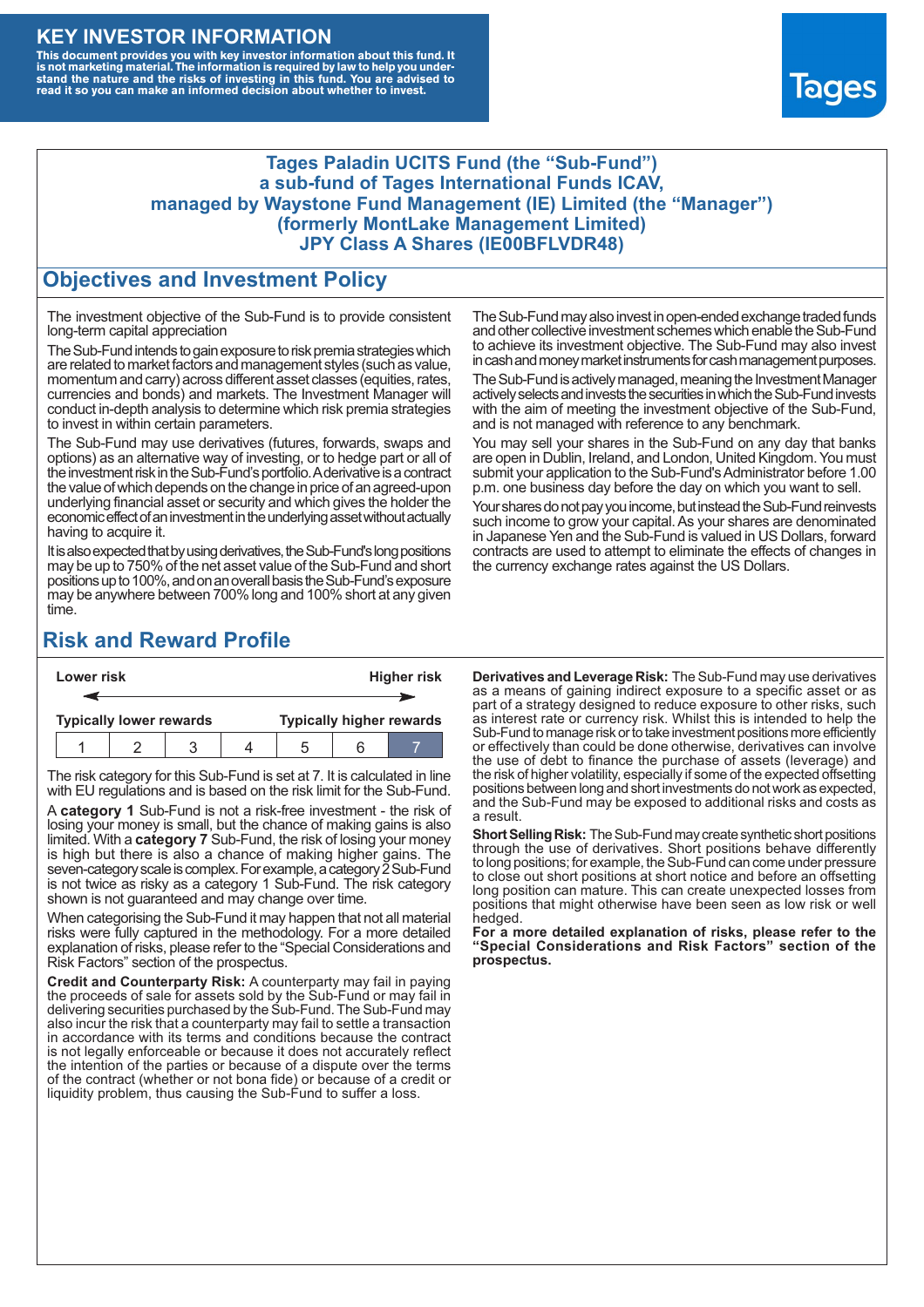# KEY INVESTOR INFORMATION

**This document provides you with key investor information about this fund. It is not marketing material. The information is required by law to help you understand the nature and the risks of investing in this fund. You are advised to read it so you can make an informed decision about whether to invest.**

Tages

**Tages Paladin UCITS Fund (the "Sub-Fund")**
**a sub-fund of Tages International Funds ICAV,**
**managed by Waystone Fund Management (IE) Limited (the "Manager")**
**(formerly MontLake Management Limited)**
**JPY Class A Shares (IE00BFLVDR48)**

## Objectives and Investment Policy

The investment objective of the Sub-Fund is to provide consistent long-term capital appreciation

The Sub-Fund intends to gain exposure to risk premia strategies which are related to market factors and management styles (such as value, momentum and carry) across different asset classes (equities, rates, currencies and bonds) and markets. The Investment Manager will conduct in-depth analysis to determine which risk premia strategies to invest in within certain parameters.

The Sub-Fund may use derivatives (futures, forwards, swaps and options) as an alternative way of investing, or to hedge part or all of the investment risk in the Sub-Fund's portfolio. A derivative is a contract the value of which depends on the change in price of an agreed-upon underlying financial asset or security and which gives the holder the economic effect of an investment in the underlying asset without actually having to acquire it.

It is also expected that by using derivatives, the Sub-Fund's long positions may be up to 750% of the net asset value of the Sub-Fund and short positions up to 100%, and on an overall basis the Sub-Fund's exposure may be anywhere between 700% long and 100% short at any given time.

The Sub-Fund may also invest in open-ended exchange traded funds and other collective investment schemes which enable the Sub-Fund to achieve its investment objective. The Sub-Fund may also invest in cash and money market instruments for cash management purposes.

The Sub-Fund is actively managed, meaning the Investment Manager actively selects and invests the securities in which the Sub-Fund invests with the aim of meeting the investment objective of the Sub-Fund, and is not managed with reference to any benchmark.

You may sell your shares in the Sub-Fund on any day that banks are open in Dublin, Ireland, and London, United Kingdom. You must submit your application to the Sub-Fund's Administrator before 1.00 p.m. one business day before the day on which you want to sell.

Your shares do not pay you income, but instead the Sub-Fund reinvests such income to grow your capital. As your shares are denominated in Japanese Yen and the Sub-Fund is valued in US Dollars, forward contracts are used to attempt to eliminate the effects of changes in the currency exchange rates against the US Dollars.

## Risk and Reward Profile

| Lower risk | | | | | | Higher risk |
|---|---|---|---|---|---|---|
| Typically lower rewards | | | | | | Typically higher rewards |
| 1 | 2 | 3 | 4 | 5 | 6 | **7** |

The risk category for this Sub-Fund is set at 7. It is calculated in line with EU regulations and is based on the risk limit for the Sub-Fund.

A **category 1** Sub-Fund is not a risk-free investment - the risk of losing your money is small, but the chance of making gains is also limited. With a **category 7** Sub-Fund, the risk of losing your money is high but there is also a chance of making higher gains. The seven-category scale is complex. For example, a category 2 Sub-Fund is not twice as risky as a category 1 Sub-Fund. The risk category shown is not guaranteed and may change over time.

When categorising the Sub-Fund it may happen that not all material risks were fully captured in the methodology. For a more detailed explanation of risks, please refer to the "Special Considerations and Risk Factors" section of the prospectus.

**Credit and Counterparty Risk:** A counterparty may fail in paying the proceeds of sale for assets sold by the Sub-Fund or may fail in delivering securities purchased by the Sub-Fund. The Sub-Fund may also incur the risk that a counterparty may fail to settle a transaction in accordance with its terms and conditions because the contract is not legally enforceable or because it does not accurately reflect the intention of the parties or because of a dispute over the terms of the contract (whether or not bona fide) or because of a credit or liquidity problem, thus causing the Sub-Fund to suffer a loss.

**Derivatives and Leverage Risk:** The Sub-Fund may use derivatives as a means of gaining indirect exposure to a specific asset or as part of a strategy designed to reduce exposure to other risks, such as interest rate or currency risk. Whilst this is intended to help the Sub-Fund to manage risk or to take investment positions more efficiently or effectively than could be done otherwise, derivatives can involve the use of debt to finance the purchase of assets (leverage) and the risk of higher volatility, especially if some of the expected offsetting positions between long and short investments do not work as expected, and the Sub-Fund may be exposed to additional risks and costs as a result.

**Short Selling Risk:** The Sub-Fund may create synthetic short positions through the use of derivatives. Short positions behave differently to long positions; for example, the Sub-Fund can come under pressure to close out short positions at short notice and before an offsetting long position can mature. This can create unexpected losses from positions that might otherwise have been seen as low risk or well hedged.

**For a more detailed explanation of risks, please refer to the "Special Considerations and Risk Factors" section of the prospectus.**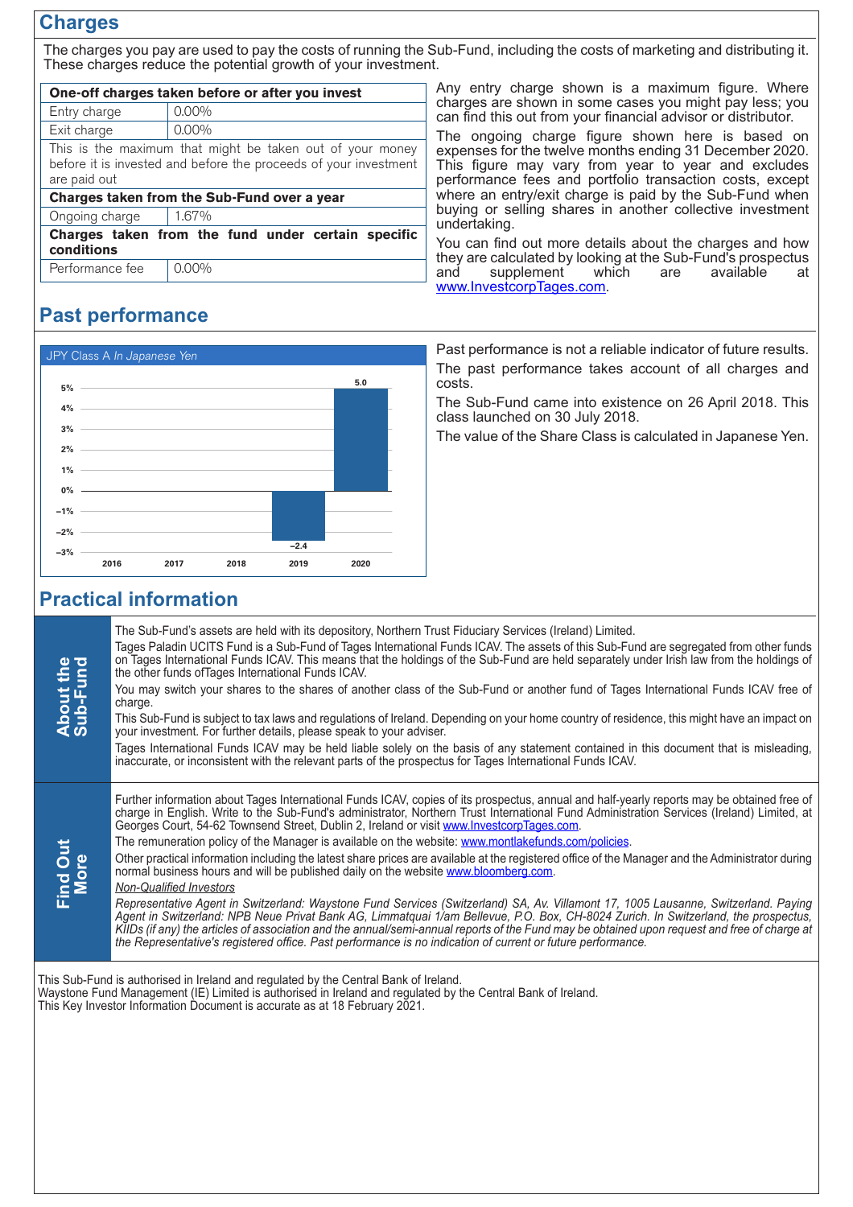## Charges

The charges you pay are used to pay the costs of running the Sub-Fund, including the costs of marketing and distributing it. These charges reduce the potential growth of your investment.

| **One-off charges taken before or after you invest** | |
|---|---|
| Entry charge | 0.00% |
| Exit charge | 0.00% |
| This is the maximum that might be taken out of your money before it is invested and before the proceeds of your investment are paid out | |
| **Charges taken from the Sub-Fund over a year** | |
| Ongoing charge | 1.67% |
| **Charges taken from the fund under certain specific conditions** | |
| Performance fee | 0.00% |

Any entry charge shown is a maximum figure. Where charges are shown in some cases you might pay less; you can find this out from your financial advisor or distributor.

The ongoing charge figure shown here is based on expenses for the twelve months ending 31 December 2020. This figure may vary from year to year and excludes performance fees and portfolio transaction costs, except where an entry/exit charge is paid by the Sub-Fund when buying or selling shares in another collective investment undertaking.

You can find out more details about the charges and how they are calculated by looking at the Sub-Fund's prospectus and supplement which are available at www.InvestcorpTages.com.

## Past performance

JPY Class A *In Japanese Yen*

5%
4%
3%
2%
1%
0%
−1%
−2%
−3%

2016 2017 2018 2019 2020

−2.4
5.0

Past performance is not a reliable indicator of future results.

The past performance takes account of all charges and costs.

The Sub-Fund came into existence on 26 April 2018. This class launched on 30 July 2018.

The value of the Share Class is calculated in Japanese Yen.

## Practical information

### About the Sub-Fund

The Sub-Fund's assets are held with its depository, Northern Trust Fiduciary Services (Ireland) Limited.

Tages Paladin UCITS Fund is a Sub-Fund of Tages International Funds ICAV. The assets of this Sub-Fund are segregated from other funds on Tages International Funds ICAV. This means that the holdings of the Sub-Fund are held separately under Irish law from the holdings of the other funds ofTages International Funds ICAV.

You may switch your shares to the shares of another class of the Sub-Fund or another fund of Tages International Funds ICAV free of charge.

This Sub-Fund is subject to tax laws and regulations of Ireland. Depending on your home country of residence, this might have an impact on your investment. For further details, please speak to your adviser.

Tages International Funds ICAV may be held liable solely on the basis of any statement contained in this document that is misleading, inaccurate, or inconsistent with the relevant parts of the prospectus for Tages International Funds ICAV.

### Find Out More

Further information about Tages International Funds ICAV, copies of its prospectus, annual and half-yearly reports may be obtained free of charge in English. Write to the Sub-Fund's administrator, Northern Trust International Fund Administration Services (Ireland) Limited, at Georges Court, 54-62 Townsend Street, Dublin 2, Ireland or visit www.InvestcorpTages.com.

The remuneration policy of the Manager is available on the website: www.montlakefunds.com/policies.

Other practical information including the latest share prices are available at the registered office of the Manager and the Administrator during normal business hours and will be published daily on the website www.bloomberg.com.

*Non-Qualified Investors*

*Representative Agent in Switzerland: Waystone Fund Services (Switzerland) SA, Av. Villamont 17, 1005 Lausanne, Switzerland. Paying Agent in Switzerland: NPB Neue Privat Bank AG, Limmatquai 1/am Bellevue, P.O. Box, CH-8024 Zurich. In Switzerland, the prospectus, KIIDs (if any) the articles of association and the annual/semi-annual reports of the Fund may be obtained upon request and free of charge at the Representative's registered office. Past performance is no indication of current or future performance.*

This Sub-Fund is authorised in Ireland and regulated by the Central Bank of Ireland.
Waystone Fund Management (IE) Limited is authorised in Ireland and regulated by the Central Bank of Ireland.
This Key Investor Information Document is accurate as at 18 February 2021.